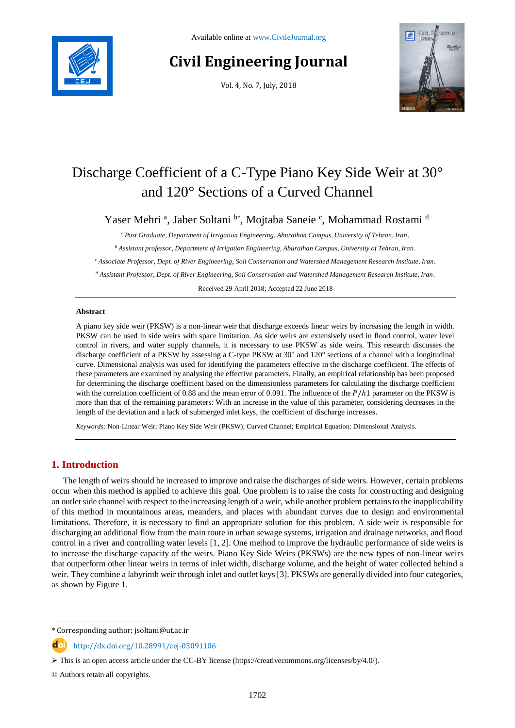Available online at www.CivileJournal.org

# Civil Engineering Journal

Vol. 4, No. 7, July, 2018

# Discharge Coefficient of a C-Type Piano Key Side Weir at 30° and 120° Sections of a Curved Channel

Yaser Mehri [a], Jaber Soltani [b*], Mojtaba Saneie [c], Mohammad Rostami [d]

[a] *Post Graduate, Department of Irrigation Engineering, Aburaihan Campus, University of Tehran, Iran.*

[b] *Assistant professor, Department of Irrigation Engineering, Aburaihan Campus, University of Tehran, Iran.*

[c] *Associate Professor, Dept. of River Engineering, Soil Conservation and Watershed Management Research Institute, Iran.*

[d] *Assistant Professor, Dept. of River Engineering, Soil Conservation and Watershed Management Research Institute, Iran.*

Received 29 April 2018; Accepted 22 June 2018

## Abstract

A piano key side weir (PKSW) is a non-linear weir that discharge exceeds linear weirs by increasing the length in width. PKSW can be used in side weirs with space limitation. As side weirs are extensively used in flood control, water level control in rivers, and water supply channels, it is necessary to use PKSW as side weirs. This research discusses the discharge coefficient of a PKSW by assessing a C-type PKSW at 30° and 120° sections of a channel with a longitudinal curve. Dimensional analysis was used for identifying the parameters effective in the discharge coefficient. The effects of these parameters are examined by analysing the effective parameters. Finally, an empirical relationship has been proposed for determining the discharge coefficient based on the dimensionless parameters for calculating the discharge coefficient with the correlation coefficient of 0.88 and the mean error of 0.091. The influence of the $P/h1$ parameter on the PKSW is more than that of the remaining parameters: With an increase in the value of this parameter, considering decreases in the length of the deviation and a lack of submerged inlet keys, the coefficient of discharge increases.

*Keywords:* Non-Linear Weir; Piano Key Side Weir (PKSW); Curved Channel; Empirical Equation; Dimensional Analysis.

## 1. Introduction

The length of weirs should be increased to improve and raise the discharges of side weirs. However, certain problems occur when this method is applied to achieve this goal. One problem is to raise the costs for constructing and designing an outlet side channel with respect to the increasing length of a weir, while another problem pertains to the inapplicability of this method in mountainous areas, meanders, and places with abundant curves due to design and environmental limitations. Therefore, it is necessary to find an appropriate solution for this problem. A side weir is responsible for discharging an additional flow from the main route in urban sewage systems, irrigation and drainage networks, and flood control in a river and controlling water levels [1, 2]. One method to improve the hydraulic performance of side weirs is to increase the discharge capacity of the weirs. Piano Key Side Weirs (PKSWs) are the new types of non-linear weirs that outperform other linear weirs in terms of inlet width, discharge volume, and the height of water collected behind a weir. They combine a labyrinth weir through inlet and outlet keys [3]. PKSWs are generally divided into four categories, as shown by Figure 1.

\* Corresponding author: jsoltani@ut.ac.ir

http://dx.doi.org/10.28991/cej-03091106

➢ This is an open access article under the CC-BY license (https://creativecommons.org/licenses/by/4.0/).

© Authors retain all copyrights.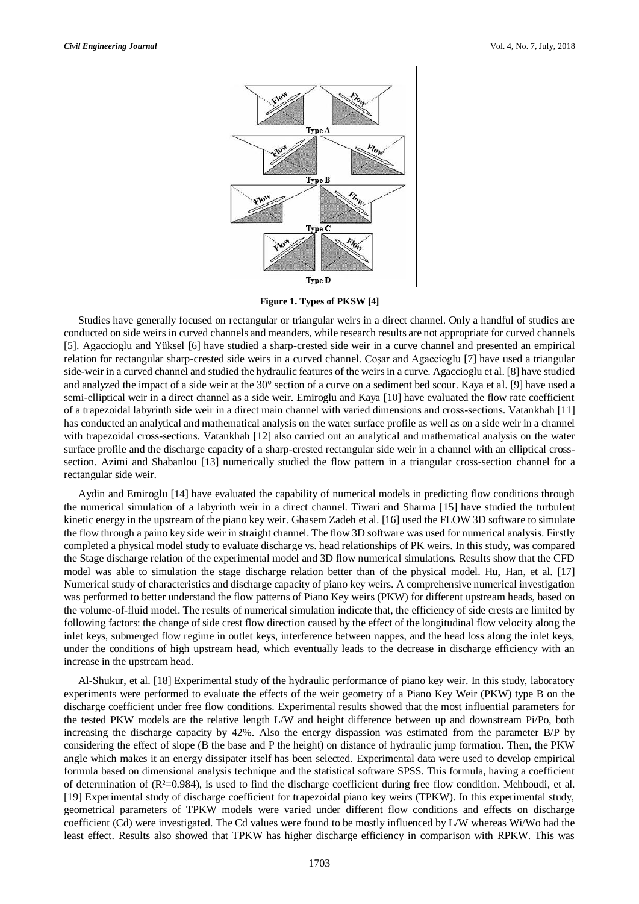**Figure 1. Types of PKSW [4]**

Studies have generally focused on rectangular or triangular weirs in a direct channel. Only a handful of studies are conducted on side weirs in curved channels and meanders, while research results are not appropriate for curved channels [5]. Agaccioglu and Yüksel [6] have studied a sharp-crested side weir in a curve channel and presented an empirical relation for rectangular sharp-crested side weirs in a curved channel. Coşar and Agaccioglu [7] have used a triangular side-weir in a curved channel and studied the hydraulic features of the weirs in a curve. Agaccioglu et al. [8] have studied and analyzed the impact of a side weir at the 30° section of a curve on a sediment bed scour. Kaya et al. [9] have used a semi-elliptical weir in a direct channel as a side weir. Emiroglu and Kaya [10] have evaluated the flow rate coefficient of a trapezoidal labyrinth side weir in a direct main channel with varied dimensions and cross-sections. Vatankhah [11] has conducted an analytical and mathematical analysis on the water surface profile as well as on a side weir in a channel with trapezoidal cross-sections. Vatankhah [12] also carried out an analytical and mathematical analysis on the water surface profile and the discharge capacity of a sharp-crested rectangular side weir in a channel with an elliptical cross-section. Azimi and Shabanlou [13] numerically studied the flow pattern in a triangular cross-section channel for a rectangular side weir.

Aydin and Emiroglu [14] have evaluated the capability of numerical models in predicting flow conditions through the numerical simulation of a labyrinth weir in a direct channel. Tiwari and Sharma [15] have studied the turbulent kinetic energy in the upstream of the piano key weir. Ghasem Zadeh et al. [16] used the FLOW 3D software to simulate the flow through a paino key side weir in straight channel. The flow 3D software was used for numerical analysis. Firstly completed a physical model study to evaluate discharge vs. head relationships of PK weirs. In this study, was compared the Stage discharge relation of the experimental model and 3D flow numerical simulations. Results show that the CFD model was able to simulation the stage discharge relation better than of the physical model. Hu, Han, et al. [17] Numerical study of characteristics and discharge capacity of piano key weirs. A comprehensive numerical investigation was performed to better understand the flow patterns of Piano Key weirs (PKW) for different upstream heads, based on the volume-of-fluid model. The results of numerical simulation indicate that, the efficiency of side crests are limited by following factors: the change of side crest flow direction caused by the effect of the longitudinal flow velocity along the inlet keys, submerged flow regime in outlet keys, interference between nappes, and the head loss along the inlet keys, under the conditions of high upstream head, which eventually leads to the decrease in discharge efficiency with an increase in the upstream head.

Al-Shukur, et al. [18] Experimental study of the hydraulic performance of piano key weir. In this study, laboratory experiments were performed to evaluate the effects of the weir geometry of a Piano Key Weir (PKW) type B on the discharge coefficient under free flow conditions. Experimental results showed that the most influential parameters for the tested PKW models are the relative length L/W and height difference between up and downstream Pi/Po, both increasing the discharge capacity by 42%. Also the energy dispassion was estimated from the parameter B/P by considering the effect of slope (B the base and P the height) on distance of hydraulic jump formation. Then, the PKW angle which makes it an energy dissipater itself has been selected. Experimental data were used to develop empirical formula based on dimensional analysis technique and the statistical software SPSS. This formula, having a coefficient of determination of ($R^2$=0.984), is used to find the discharge coefficient during free flow condition. Mehboudi, et al. [19] Experimental study of discharge coefficient for trapezoidal piano key weirs (TPKW). In this experimental study, geometrical parameters of TPKW models were varied under different flow conditions and effects on discharge coefficient (Cd) were investigated. The Cd values were found to be mostly influenced by L/W whereas Wi/Wo had the least effect. Results also showed that TPKW has higher discharge efficiency in comparison with RPKW. This was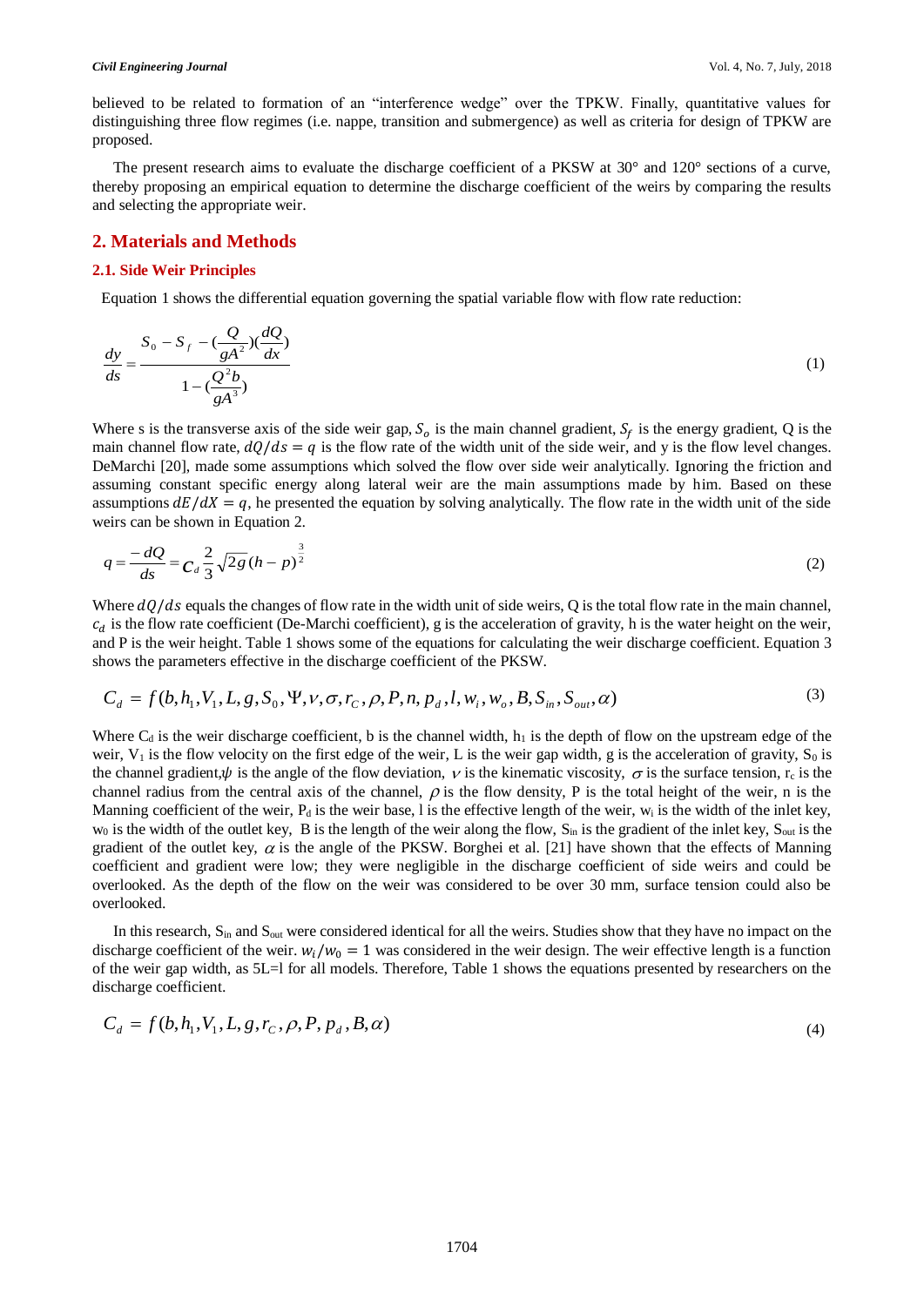believed to be related to formation of an "interference wedge" over the TPKW. Finally, quantitative values for distinguishing three flow regimes (i.e. nappe, transition and submergence) as well as criteria for design of TPKW are proposed.

The present research aims to evaluate the discharge coefficient of a PKSW at 30° and 120° sections of a curve, thereby proposing an empirical equation to determine the discharge coefficient of the weirs by comparing the results and selecting the appropriate weir.

## 2. Materials and Methods

### 2.1. Side Weir Principles

Equation 1 shows the differential equation governing the spatial variable flow with flow rate reduction:

$$\frac{dy}{ds} = \frac{S_0 - S_f - (\frac{Q}{gA^2})(\frac{dQ}{dx})}{1 - (\frac{Q^2 b}{gA^3})} \tag{1}$$

Where s is the transverse axis of the side weir gap, $S_o$ is the main channel gradient, $S_f$ is the energy gradient, Q is the main channel flow rate, $dQ/ds = q$ is the flow rate of the width unit of the side weir, and y is the flow level changes. DeMarchi [20], made some assumptions which solved the flow over side weir analytically. Ignoring the friction and assuming constant specific energy along lateral weir are the main assumptions made by him. Based on these assumptions $dE/dX = q$, he presented the equation by solving analytically. The flow rate in the width unit of the side weirs can be shown in Equation 2.

$$q = \frac{-dQ}{ds} = C_d \frac{2}{3}\sqrt{2g}(h-p)^{\frac{3}{2}} \tag{2}$$

Where $dQ/ds$ equals the changes of flow rate in the width unit of side weirs, Q is the total flow rate in the main channel, $c_d$ is the flow rate coefficient (De-Marchi coefficient), g is the acceleration of gravity, h is the water height on the weir, and P is the weir height. Table 1 shows some of the equations for calculating the weir discharge coefficient. Equation 3 shows the parameters effective in the discharge coefficient of the PKSW.

$$C_d = f(b, h_1, V_1, L, g, S_0, \Psi, \nu, \sigma, r_C, \rho, P, n, p_d, l, w_i, w_o, B, S_{in}, S_{out}, \alpha) \tag{3}$$

Where $C_d$ is the weir discharge coefficient, b is the channel width, $h_1$ is the depth of flow on the upstream edge of the weir, $V_1$ is the flow velocity on the first edge of the weir, L is the weir gap width, g is the acceleration of gravity, $S_0$ is the channel gradient, $\psi$ is the angle of the flow deviation, $\nu$ is the kinematic viscosity, $\sigma$ is the surface tension, $r_c$ is the channel radius from the central axis of the channel, $\rho$ is the flow density, P is the total height of the weir, n is the Manning coefficient of the weir, $P_d$ is the weir base, l is the effective length of the weir, $w_i$ is the width of the inlet key, $w_0$ is the width of the outlet key, B is the length of the weir along the flow, $S_{in}$ is the gradient of the inlet key, $S_{out}$ is the gradient of the outlet key, $\alpha$ is the angle of the PKSW. Borghei et al. [21] have shown that the effects of Manning coefficient and gradient were low; they were negligible in the discharge coefficient of side weirs and could be overlooked. As the depth of the flow on the weir was considered to be over 30 mm, surface tension could also be overlooked.

In this research, $S_{in}$ and $S_{out}$ were considered identical for all the weirs. Studies show that they have no impact on the discharge coefficient of the weir. $w_i/w_0 = 1$ was considered in the weir design. The weir effective length is a function of the weir gap width, as 5L=l for all models. Therefore, Table 1 shows the equations presented by researchers on the discharge coefficient.

$$C_d = f(b, h_1, V_1, L, g, r_C, \rho, P, p_d, B, \alpha) \tag{4}$$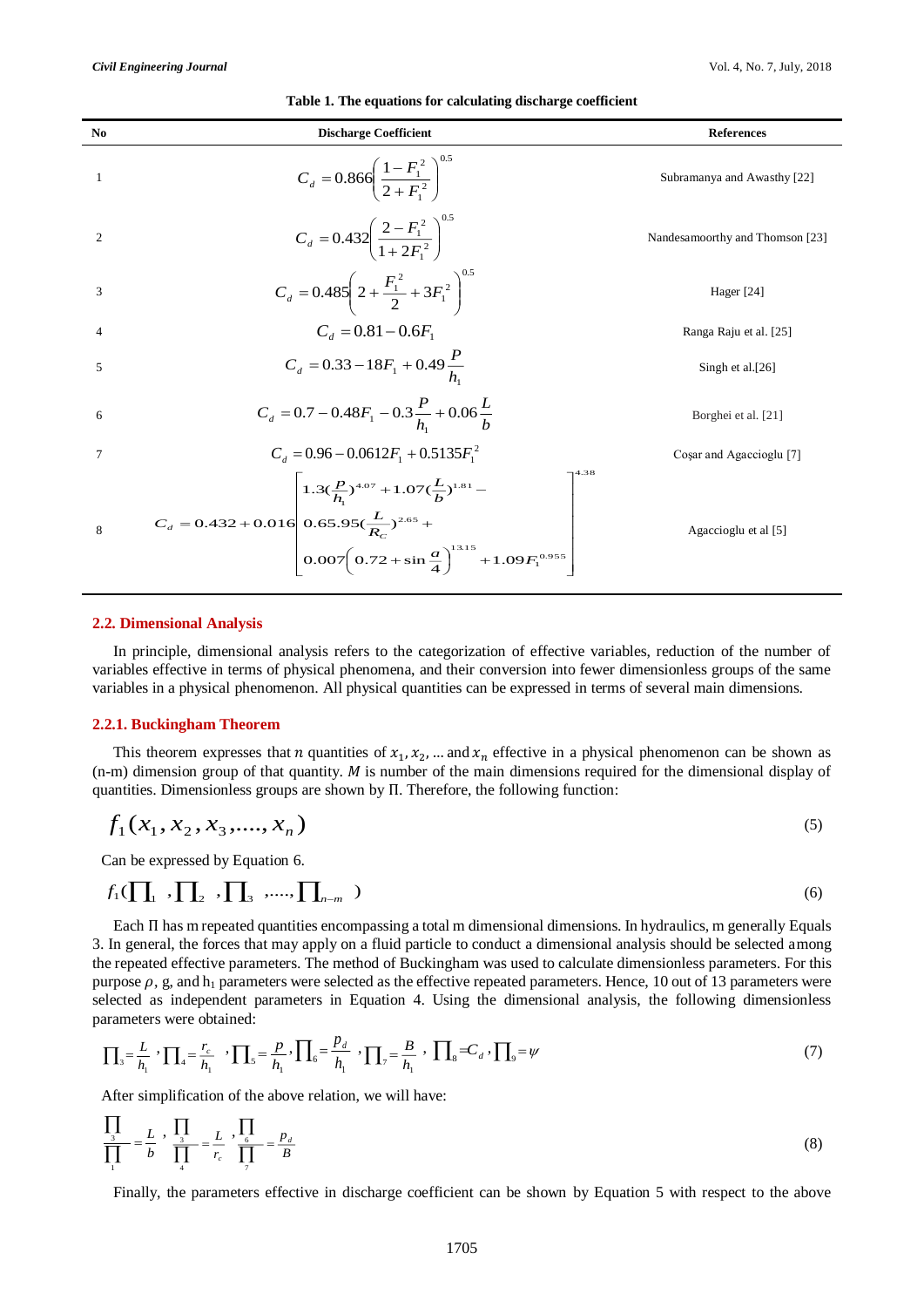**Table 1. The equations for calculating discharge coefficient**

| No | Discharge Coefficient | References |
|---|---|---|
| 1 | $C_d = 0.866\left(\frac{1-F_1^2}{2+F_1^2}\right)^{0.5}$ | Subramanya and Awasthy [22] |
| 2 | $C_d = 0.432\left(\frac{2-F_1^2}{1+2F_1^2}\right)^{0.5}$ | Nandesamoorthy and Thomson [23] |
| 3 | $C_d = 0.485\left(2+\frac{F_1^2}{2}+3F_1^2\right)^{0.5}$ | Hager [24] |
| 4 | $C_d = 0.81 - 0.6F_1$ | Ranga Raju et al. [25] |
| 5 | $C_d = 0.33 - 18F_1 + 0.49\frac{P}{h_1}$ | Singh et al.[26] |
| 6 | $C_d = 0.7 - 0.48F_1 - 0.3\frac{P}{h_1} + 0.06\frac{L}{b}$ | Borghei et al. [21] |
| 7 | $C_d = 0.96 - 0.0612F_1 + 0.5135F_1^2$ | Coşar and Agaccioglu [7] |
| 8 | $C_d = 0.432 + 0.016\left[\begin{array}{l} 1.3(\frac{P}{h_1})^{4.07} + 1.07(\frac{L}{b})^{1.81} - \\ 0.65.95(\frac{L}{R_C})^{2.65} + \\ 0.007\left(0.72+\sin\frac{a}{4}\right)^{13.15} + 1.09F_1^{0.955} \end{array}\right]^{4.38}$ | Agaccioglu et al [5] |

### 2.2. Dimensional Analysis

In principle, dimensional analysis refers to the categorization of effective variables, reduction of the number of variables effective in terms of physical phenomena, and their conversion into fewer dimensionless groups of the same variables in a physical phenomenon. All physical quantities can be expressed in terms of several main dimensions.

#### 2.2.1. Buckingham Theorem

This theorem expresses that $n$ quantities of $x_1, x_2, \ldots$ and $x_n$ effective in a physical phenomenon can be shown as (n-m) dimension group of that quantity. $M$ is number of the main dimensions required for the dimensional display of quantities. Dimensionless groups are shown by Π. Therefore, the following function:

$$f_1(x_1, x_2, x_3, \ldots, x_n) \tag{5}$$

Can be expressed by Equation 6.

$$f_1(\Pi_1, \Pi_2, \Pi_3, \ldots, \Pi_{n-m}) \tag{6}$$

Each Π has m repeated quantities encompassing a total m dimensional dimensions. In hydraulics, m generally Equals 3. In general, the forces that may apply on a fluid particle to conduct a dimensional analysis should be selected among the repeated effective parameters. The method of Buckingham was used to calculate dimensionless parameters. For this purpose $\rho$, g, and $h_1$ parameters were selected as the effective repeated parameters. Hence, 10 out of 13 parameters were selected as independent parameters in Equation 4. Using the dimensional analysis, the following dimensionless parameters were obtained:

$$\Pi_3 = \frac{L}{h_1}, \Pi_4 = \frac{r_c}{h_1}, \Pi_5 = \frac{p}{h_1}, \Pi_6 = \frac{p_d}{h_1}, \Pi_7 = \frac{B}{h_1}, \Pi_8 = C_d, \Pi_9 = \psi \tag{7}$$

After simplification of the above relation, we will have:

$$\frac{\Pi_3}{\Pi_1} = \frac{L}{b}, \frac{\Pi_3}{\Pi_4} = \frac{L}{r_c}, \frac{\Pi_6}{\Pi_7} = \frac{p_d}{B} \tag{8}$$

Finally, the parameters effective in discharge coefficient can be shown by Equation 5 with respect to the above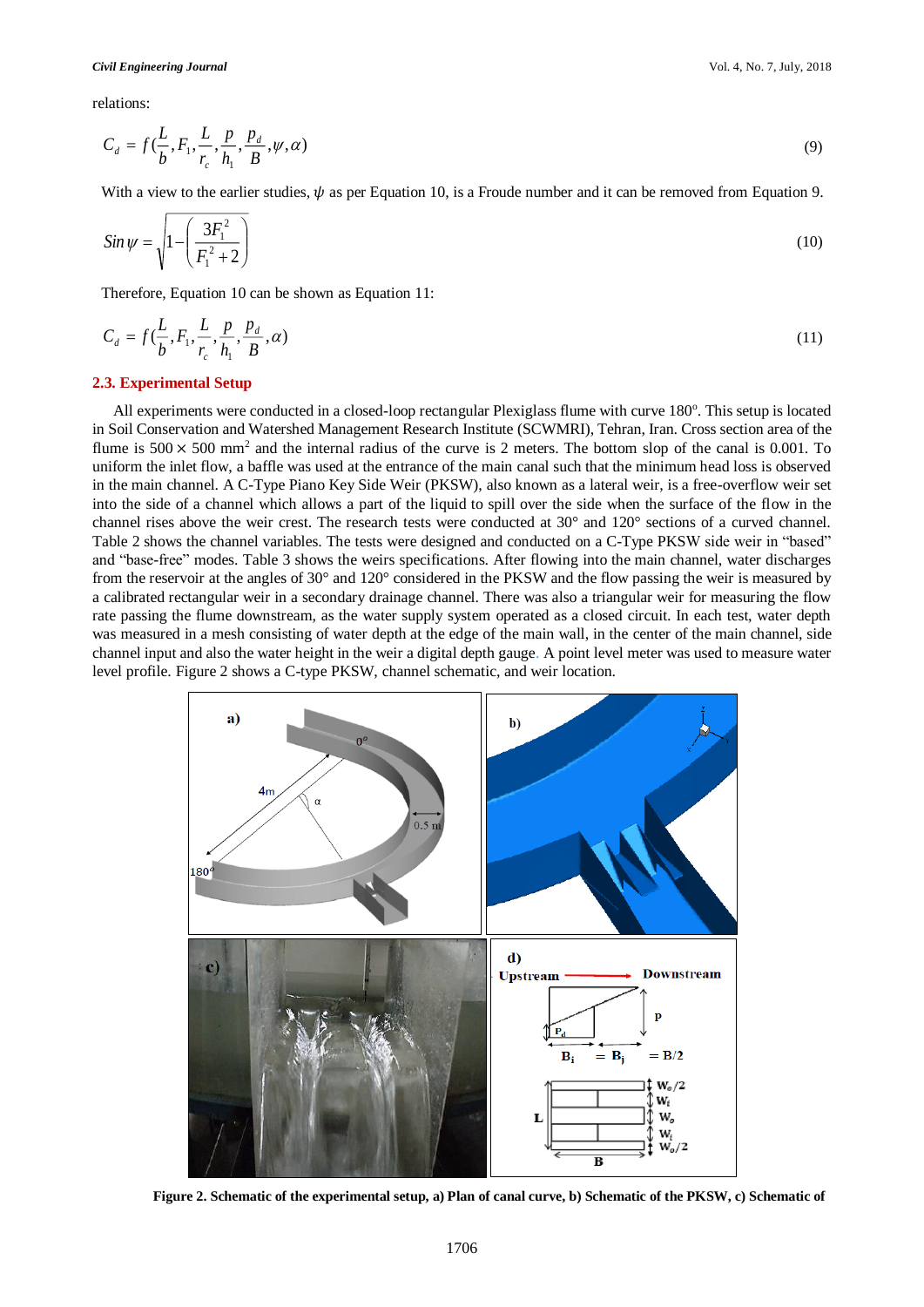relations:

$$C_d = f(\frac{L}{b}, F_1, \frac{L}{r_c}, \frac{p}{h_1}, \frac{p_d}{B}, \psi, \alpha) \tag{9}$$

With a view to the earlier studies, $\psi$ as per Equation 10, is a Froude number and it can be removed from Equation 9.

$$Sin\,\psi = \sqrt{1-\left(\frac{3F_1^2}{F_1^2+2}\right)} \tag{10}$$

Therefore, Equation 10 can be shown as Equation 11:

$$C_d = f(\frac{L}{b}, F_1, \frac{L}{r_c}, \frac{p}{h_1}, \frac{p_d}{B}, \alpha) \tag{11}$$

### 2.3. Experimental Setup

All experiments were conducted in a closed-loop rectangular Plexiglass flume with curve 180°. This setup is located in Soil Conservation and Watershed Management Research Institute (SCWMRI), Tehran, Iran. Cross section area of the flume is $500 \times 500$ mm$^2$ and the internal radius of the curve is 2 meters. The bottom slop of the canal is 0.001. To uniform the inlet flow, a baffle was used at the entrance of the main canal such that the minimum head loss is observed in the main channel. A C-Type Piano Key Side Weir (PKSW), also known as a lateral weir, is a free-overflow weir set into the side of a channel which allows a part of the liquid to spill over the side when the surface of the flow in the channel rises above the weir crest. The research tests were conducted at 30° and 120° sections of a curved channel. Table 2 shows the channel variables. The tests were designed and conducted on a C-Type PKSW side weir in "based" and "base-free" modes. Table 3 shows the weirs specifications. After flowing into the main channel, water discharges from the reservoir at the angles of 30° and 120° considered in the PKSW and the flow passing the weir is measured by a calibrated rectangular weir in a secondary drainage channel. There was also a triangular weir for measuring the flow rate passing the flume downstream, as the water supply system operated as a closed circuit. In each test, water depth was measured in a mesh consisting of water depth at the edge of the main wall, in the center of the main channel, side channel input and also the water height in the weir a digital depth gauge. A point level meter was used to measure water level profile. Figure 2 shows a C-type PKSW, channel schematic, and weir location.

**Figure 2. Schematic of the experimental setup, a) Plan of canal curve, b) Schematic of the PKSW, c) Schematic of**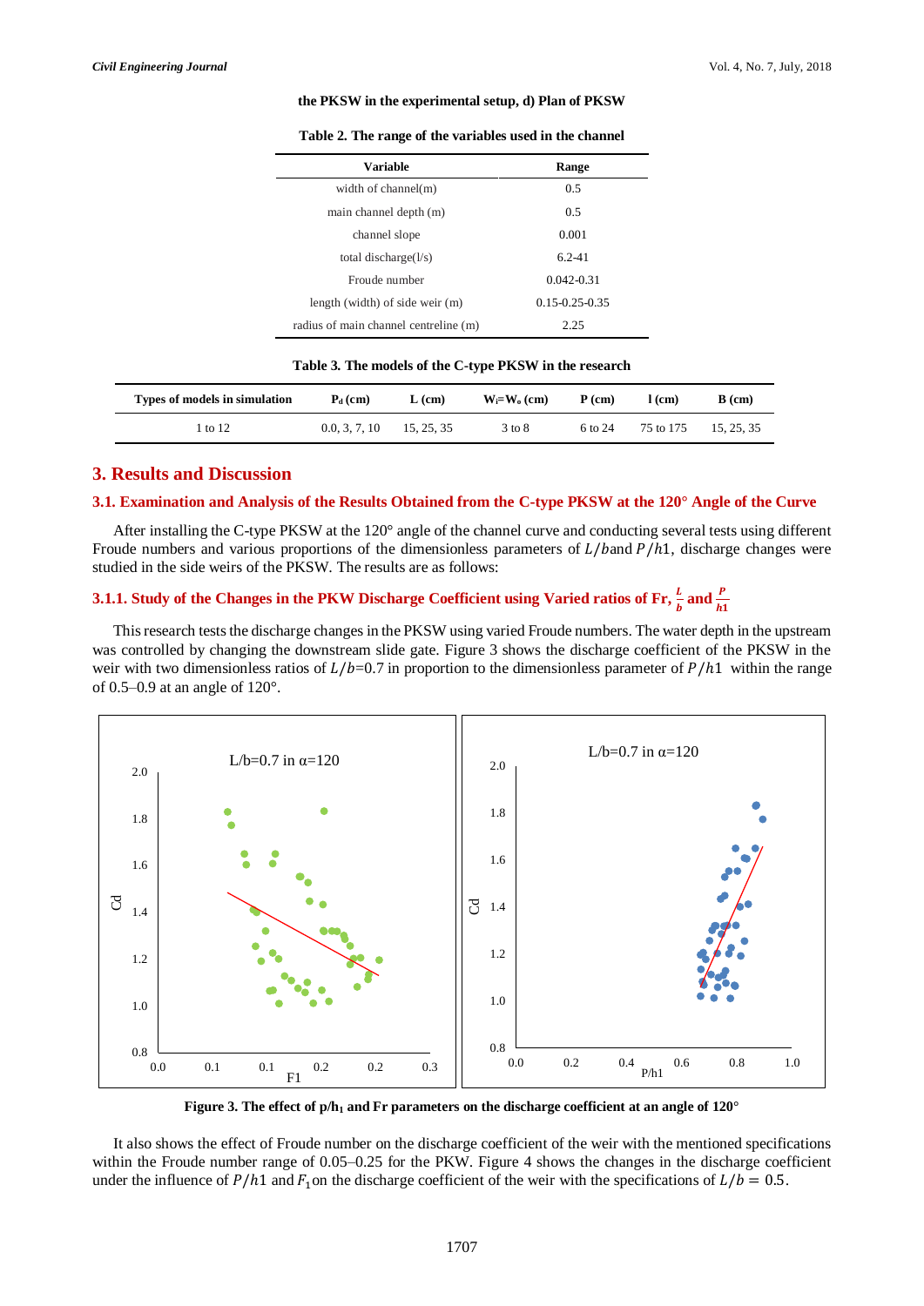the PKSW in the experimental setup, d) Plan of PKSW

**Table 2. The range of the variables used in the channel**

| Variable | Range |
|---|---|
| width of channel(m) | 0.5 |
| main channel depth (m) | 0.5 |
| channel slope | 0.001 |
| total discharge(l/s) | 6.2-41 |
| Froude number | 0.042-0.31 |
| length (width) of side weir (m) | 0.15-0.25-0.35 |
| radius of main channel centreline (m) | 2.25 |

**Table 3. The models of the C-type PKSW in the research**

| Types of models in simulation | $P_d$ (cm) | L (cm) | $W_i$=$W_o$ (cm) | P (cm) | l (cm) | B (cm) |
|---|---|---|---|---|---|---|
| 1 to 12 | 0.0, 3, 7, 10 | 15, 25, 35 | 3 to 8 | 6 to 24 | 75 to 175 | 15, 25, 35 |

## 3. Results and Discussion

### 3.1. Examination and Analysis of the Results Obtained from the C-type PKSW at the 120° Angle of the Curve

After installing the C-type PKSW at the 120° angle of the channel curve and conducting several tests using different Froude numbers and various proportions of the dimensionless parameters of $L/b$and $P/h1$, discharge changes were studied in the side weirs of the PKSW. The results are as follows:

#### 3.1.1. Study of the Changes in the PKW Discharge Coefficient using Varied ratios of Fr, $\frac{L}{b}$ and $\frac{P}{h1}$

This research tests the discharge changes in the PKSW using varied Froude numbers. The water depth in the upstream was controlled by changing the downstream slide gate. Figure 3 shows the discharge coefficient of the PKSW in the weir with two dimensionless ratios of $L/b$=0.7 in proportion to the dimensionless parameter of $P/h1$ within the range of 0.5–0.9 at an angle of 120°.

**Figure 3. The effect of $p/h_1$ and Fr parameters on the discharge coefficient at an angle of 120°**

It also shows the effect of Froude number on the discharge coefficient of the weir with the mentioned specifications within the Froude number range of 0.05–0.25 for the PKW. Figure 4 shows the changes in the discharge coefficient under the influence of $P/h1$ and $F_1$on the discharge coefficient of the weir with the specifications of $L/b = 0.5$.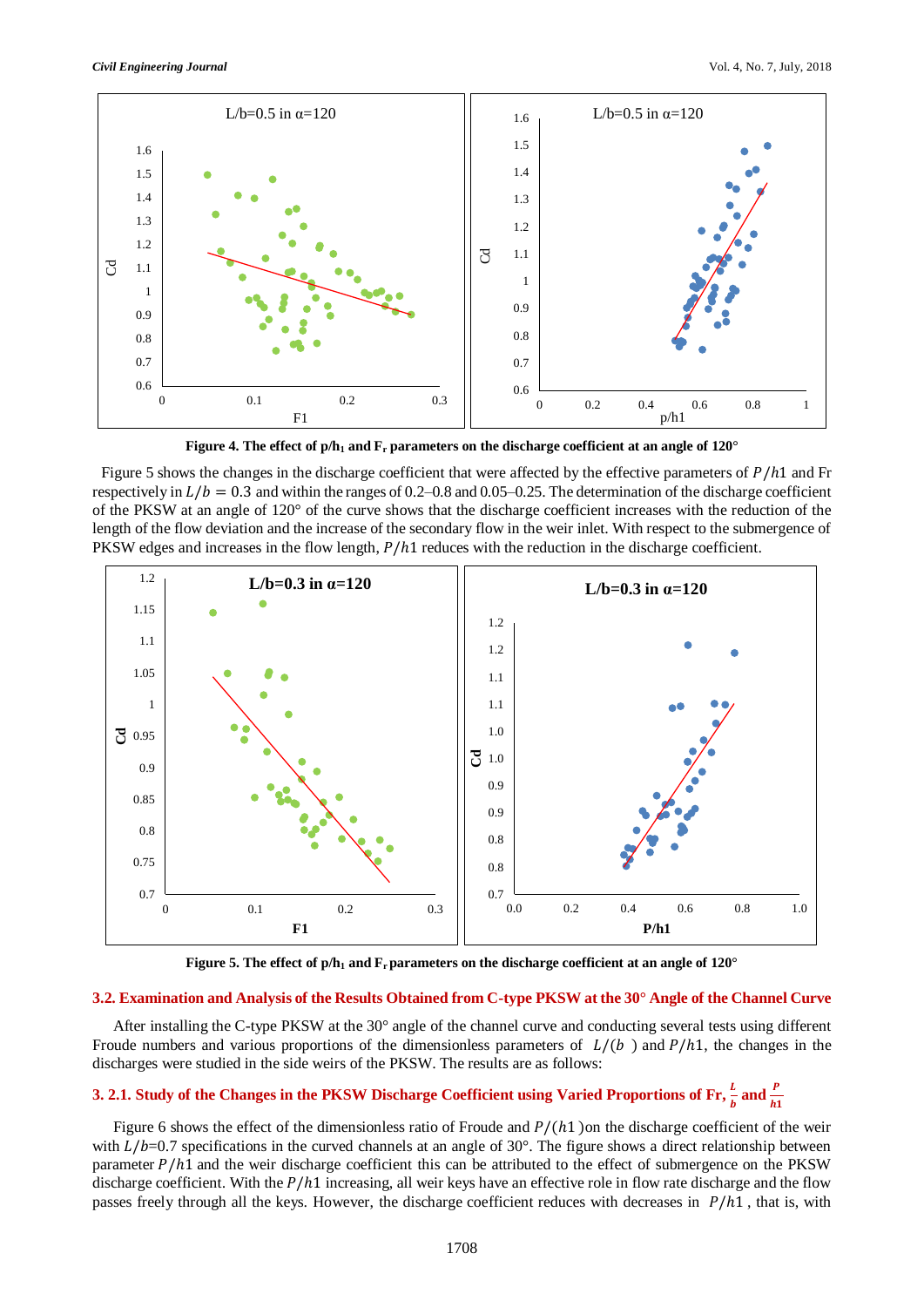Figure 4. The effect of $p/h_1$ and $F_r$ parameters on the discharge coefficient at an angle of 120°

Figure 5 shows the changes in the discharge coefficient that were affected by the effective parameters of $P/h1$ and Fr respectively in $L/b = 0.3$ and within the ranges of 0.2–0.8 and 0.05–0.25. The determination of the discharge coefficient of the PKSW at an angle of 120° of the curve shows that the discharge coefficient increases with the reduction of the length of the flow deviation and the increase of the secondary flow in the weir inlet. With respect to the submergence of PKSW edges and increases in the flow length, $P/h1$ reduces with the reduction in the discharge coefficient.

Figure 5. The effect of $p/h_1$ and $F_r$ parameters on the discharge coefficient at an angle of 120°

## 3.2. Examination and Analysis of the Results Obtained from C-type PKSW at the 30° Angle of the Channel Curve

After installing the C-type PKSW at the 30° angle of the channel curve and conducting several tests using different Froude numbers and various proportions of the dimensionless parameters of $L/(b$ ) and $P/h1$, the changes in the discharges were studied in the side weirs of the PKSW. The results are as follows:

### 3. 2.1. Study of the Changes in the PKSW Discharge Coefficient using Varied Proportions of Fr, $\frac{L}{b}$ and $\frac{P}{h1}$

Figure 6 shows the effect of the dimensionless ratio of Froude and $P/(h1$ )on the discharge coefficient of the weir with $L/b$=0.7 specifications in the curved channels at an angle of 30°. The figure shows a direct relationship between parameter $P/h1$ and the weir discharge coefficient this can be attributed to the effect of submergence on the PKSW discharge coefficient. With the $P/h1$ increasing, all weir keys have an effective role in flow rate discharge and the flow passes freely through all the keys. However, the discharge coefficient reduces with decreases in $P/h1$ , that is, with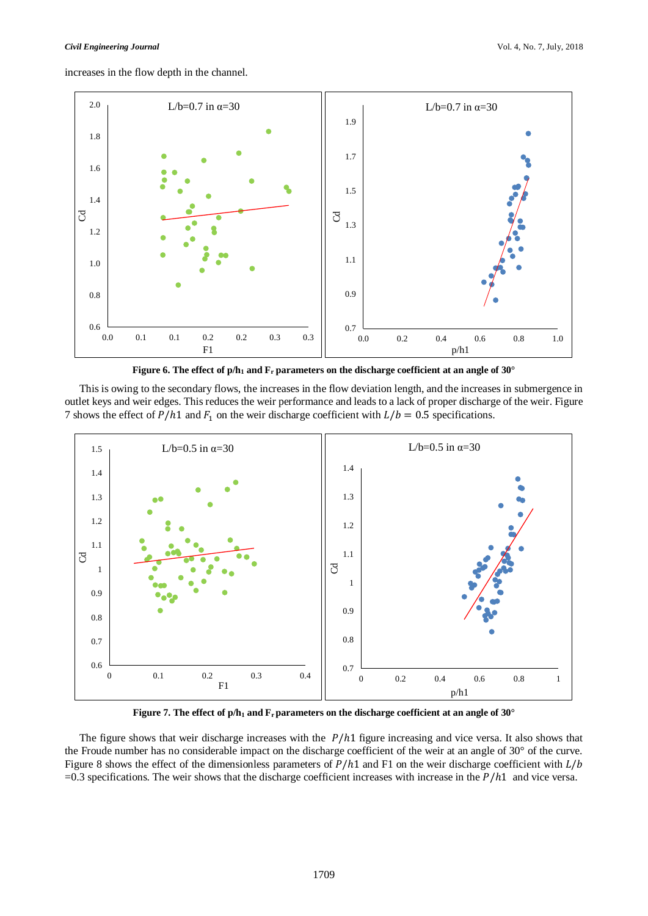increases in the flow depth in the channel.

Figure 6. The effect of p/h$_1$ and F$_r$ parameters on the discharge coefficient at an angle of 30°

This is owing to the secondary flows, the increases in the flow deviation length, and the increases in submergence in outlet keys and weir edges. This reduces the weir performance and leads to a lack of proper discharge of the weir. Figure 7 shows the effect of $P/h1$ and $F_1$ on the weir discharge coefficient with $L/b = 0.5$ specifications.

Figure 7. The effect of p/h$_1$ and F$_r$ parameters on the discharge coefficient at an angle of 30°

The figure shows that weir discharge increases with the $P/h1$ figure increasing and vice versa. It also shows that the Froude number has no considerable impact on the discharge coefficient of the weir at an angle of 30° of the curve. Figure 8 shows the effect of the dimensionless parameters of $P/h1$ and F1 on the weir discharge coefficient with $L/b$ =0.3 specifications. The weir shows that the discharge coefficient increases with increase in the $P/h1$ and vice versa.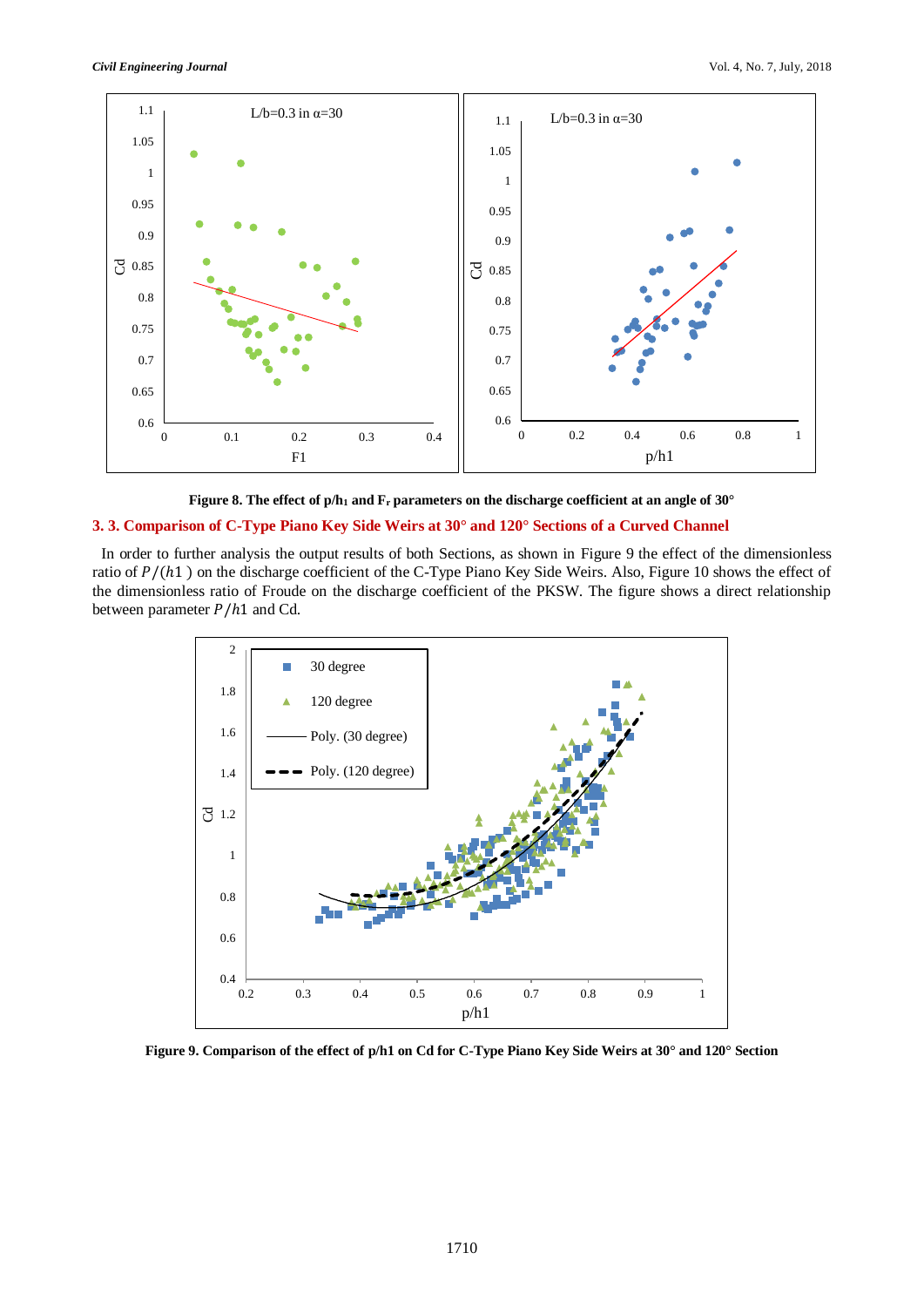Figure 8. The effect of $p/h_1$ and $F_r$ parameters on the discharge coefficient at an angle of 30°

### 3. 3. Comparison of C-Type Piano Key Side Weirs at 30° and 120° Sections of a Curved Channel

In order to further analysis the output results of both Sections, as shown in Figure 9 the effect of the dimensionless ratio of $P/(h1)$ on the discharge coefficient of the C-Type Piano Key Side Weirs. Also, Figure 10 shows the effect of the dimensionless ratio of Froude on the discharge coefficient of the PKSW. The figure shows a direct relationship between parameter $P/h1$ and Cd.

Figure 9. Comparison of the effect of p/h1 on Cd for C-Type Piano Key Side Weirs at 30° and 120° Section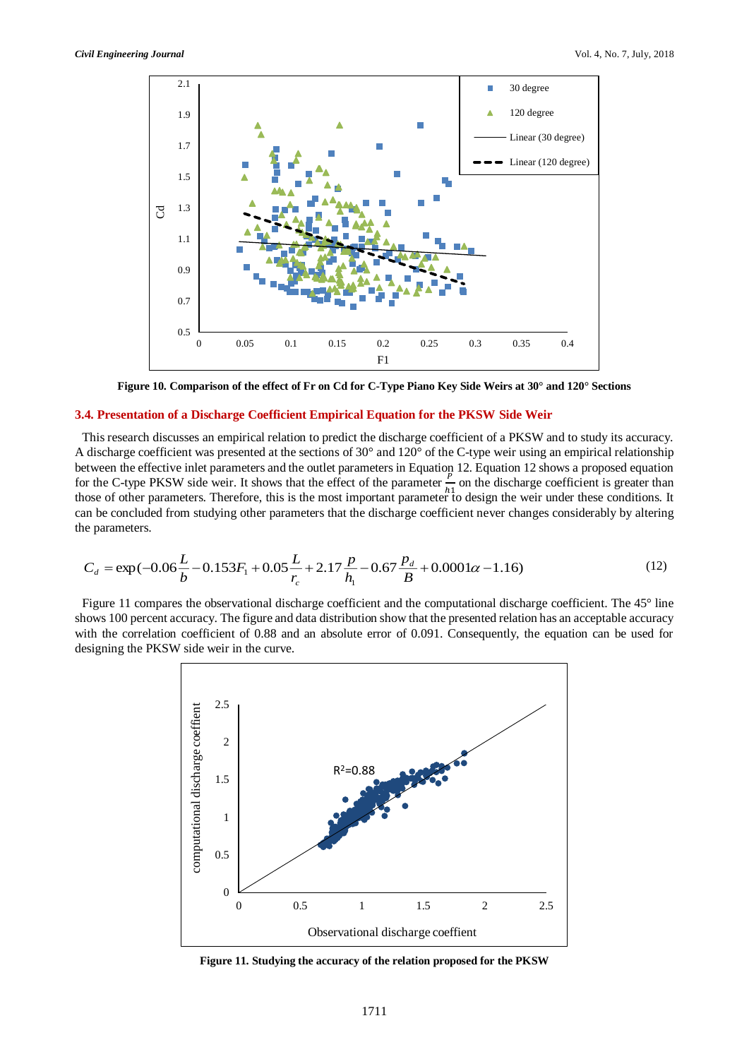**Figure 10. Comparison of the effect of Fr on Cd for C-Type Piano Key Side Weirs at 30° and 120° Sections**

### 3.4. Presentation of a Discharge Coefficient Empirical Equation for the PKSW Side Weir

This research discusses an empirical relation to predict the discharge coefficient of a PKSW and to study its accuracy. A discharge coefficient was presented at the sections of 30° and 120° of the C-type weir using an empirical relationship between the effective inlet parameters and the outlet parameters in Equation 12. Equation 12 shows a proposed equation for the C-type PKSW side weir. It shows that the effect of the parameter $\frac{p}{h1}$ on the discharge coefficient is greater than those of other parameters. Therefore, this is the most important parameter to design the weir under these conditions. It can be concluded from studying other parameters that the discharge coefficient never changes considerably by altering the parameters.

$$C_d = \exp(-0.06\frac{L}{b} - 0.153F_1 + 0.05\frac{L}{r_c} + 2.17\frac{p}{h_1} - 0.67\frac{p_d}{B} + 0.0001\alpha - 1.16) \tag{12}$$

Figure 11 compares the observational discharge coefficient and the computational discharge coefficient. The 45° line shows 100 percent accuracy. The figure and data distribution show that the presented relation has an acceptable accuracy with the correlation coefficient of 0.88 and an absolute error of 0.091. Consequently, the equation can be used for designing the PKSW side weir in the curve.

**Figure 11. Studying the accuracy of the relation proposed for the PKSW**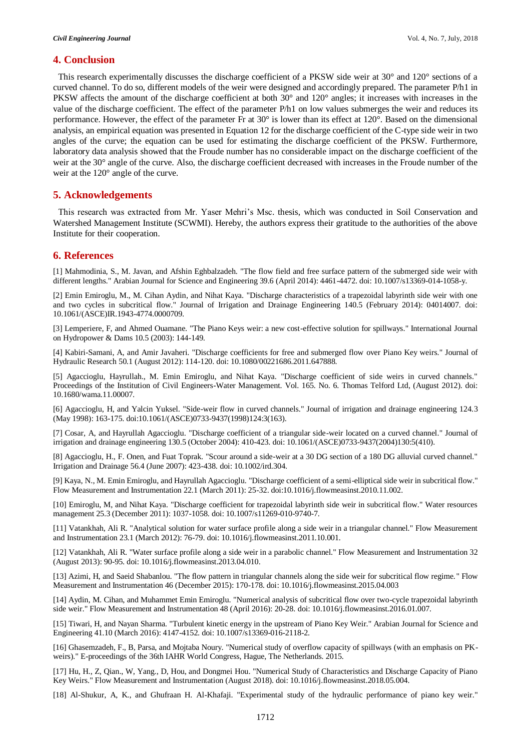## 4. Conclusion

This research experimentally discusses the discharge coefficient of a PKSW side weir at 30° and 120° sections of a curved channel. To do so, different models of the weir were designed and accordingly prepared. The parameter P/h1 in PKSW affects the amount of the discharge coefficient at both 30° and 120° angles; it increases with increases in the value of the discharge coefficient. The effect of the parameter P/h1 on low values submerges the weir and reduces its performance. However, the effect of the parameter Fr at 30° is lower than its effect at 120°. Based on the dimensional analysis, an empirical equation was presented in Equation 12 for the discharge coefficient of the C-type side weir in two angles of the curve; the equation can be used for estimating the discharge coefficient of the PKSW. Furthermore, laboratory data analysis showed that the Froude number has no considerable impact on the discharge coefficient of the weir at the 30° angle of the curve. Also, the discharge coefficient decreased with increases in the Froude number of the weir at the 120° angle of the curve.

## 5. Acknowledgements

This research was extracted from Mr. Yaser Mehri's Msc. thesis, which was conducted in Soil Conservation and Watershed Management Institute (SCWMI). Hereby, the authors express their gratitude to the authorities of the above Institute for their cooperation.

## 6. References

[1] Mahmodinia, S., M. Javan, and Afshin Eghbalzadeh. "The flow field and free surface pattern of the submerged side weir with different lengths." Arabian Journal for Science and Engineering 39.6 (April 2014): 4461-4472. doi: 10.1007/s13369-014-1058-y.

[2] Emin Emiroglu, M., M. Cihan Aydin, and Nihat Kaya. "Discharge characteristics of a trapezoidal labyrinth side weir with one and two cycles in subcritical flow." Journal of Irrigation and Drainage Engineering 140.5 (February 2014): 04014007. doi: 10.1061/(ASCE)IR.1943-4774.0000709.

[3] Lemperiere, F, and Ahmed Ouamane. "The Piano Keys weir: a new cost-effective solution for spillways." International Journal on Hydropower & Dams 10.5 (2003): 144-149.

[4] Kabiri-Samani, A, and Amir Javaheri. "Discharge coefficients for free and submerged flow over Piano Key weirs." Journal of Hydraulic Research 50.1 (August 2012): 114-120. doi: 10.1080/00221686.2011.647888.

[5] Agaccioglu, Hayrullah., M. Emin Emiroglu, and Nihat Kaya. "Discharge coefficient of side weirs in curved channels." Proceedings of the Institution of Civil Engineers-Water Management. Vol. 165. No. 6. Thomas Telford Ltd, (August 2012). doi: 10.1680/wama.11.00007.

[6] Agaccioglu, H, and Yalcin Yuksel. "Side-weir flow in curved channels." Journal of irrigation and drainage engineering 124.3 (May 1998): 163-175. doi:10.1061/(ASCE)0733-9437(1998)124:3(163).

[7] Cosar, A, and Hayrullah Agaccioglu. "Discharge coefficient of a triangular side-weir located on a curved channel." Journal of irrigation and drainage engineering 130.5 (October 2004): 410-423. doi: 10.1061/(ASCE)0733-9437(2004)130:5(410).

[8] Agaccioglu, H., F. Onen, and Fuat Toprak. "Scour around a side-weir at a 30 DG section of a 180 DG alluvial curved channel." Irrigation and Drainage 56.4 (June 2007): 423-438. doi: 10.1002/ird.304.

[9] Kaya, N., M. Emin Emiroglu, and Hayrullah Agaccioglu. "Discharge coefficient of a semi-elliptical side weir in subcritical flow." Flow Measurement and Instrumentation 22.1 (March 2011): 25-32. doi:10.1016/j.flowmeasinst.2010.11.002.

[10] Emiroglu, M, and Nihat Kaya. "Discharge coefficient for trapezoidal labyrinth side weir in subcritical flow." Water resources management 25.3 (December 2011): 1037-1058. doi: 10.1007/s11269-010-9740-7.

[11] Vatankhah, Ali R. "Analytical solution for water surface profile along a side weir in a triangular channel." Flow Measurement and Instrumentation 23.1 (March 2012): 76-79. doi: 10.1016/j.flowmeasinst.2011.10.001.

[12] Vatankhah, Ali R. "Water surface profile along a side weir in a parabolic channel." Flow Measurement and Instrumentation 32 (August 2013): 90-95. doi: 10.1016/j.flowmeasinst.2013.04.010.

[13] Azimi, H, and Saeid Shabanlou. "The flow pattern in triangular channels along the side weir for subcritical flow regime." Flow Measurement and Instrumentation 46 (December 2015): 170-178. doi: 10.1016/j.flowmeasinst.2015.04.003

[14] Aydin, M. Cihan, and Muhammet Emin Emiroglu. "Numerical analysis of subcritical flow over two-cycle trapezoidal labyrinth side weir." Flow Measurement and Instrumentation 48 (April 2016): 20-28. doi: 10.1016/j.flowmeasinst.2016.01.007.

[15] Tiwari, H, and Nayan Sharma. "Turbulent kinetic energy in the upstream of Piano Key Weir." Arabian Journal for Science and Engineering 41.10 (March 2016): 4147-4152. doi: 10.1007/s13369-016-2118-2.

[16] Ghasemzadeh, F., B, Parsa, and Mojtaba Noury. "Numerical study of overflow capacity of spillways (with an emphasis on PK-weirs)." E-proceedings of the 36th IAHR World Congress, Hague, The Netherlands. 2015.

[17] Hu, H., Z, Qian., W, Yang., D, Hou, and Dongmei Hou. "Numerical Study of Characteristics and Discharge Capacity of Piano Key Weirs." Flow Measurement and Instrumentation (August 2018). doi: 10.1016/j.flowmeasinst.2018.05.004.

[18] Al-Shukur, A, K., and Ghufraan H. Al-Khafaji. "Experimental study of the hydraulic performance of piano key weir."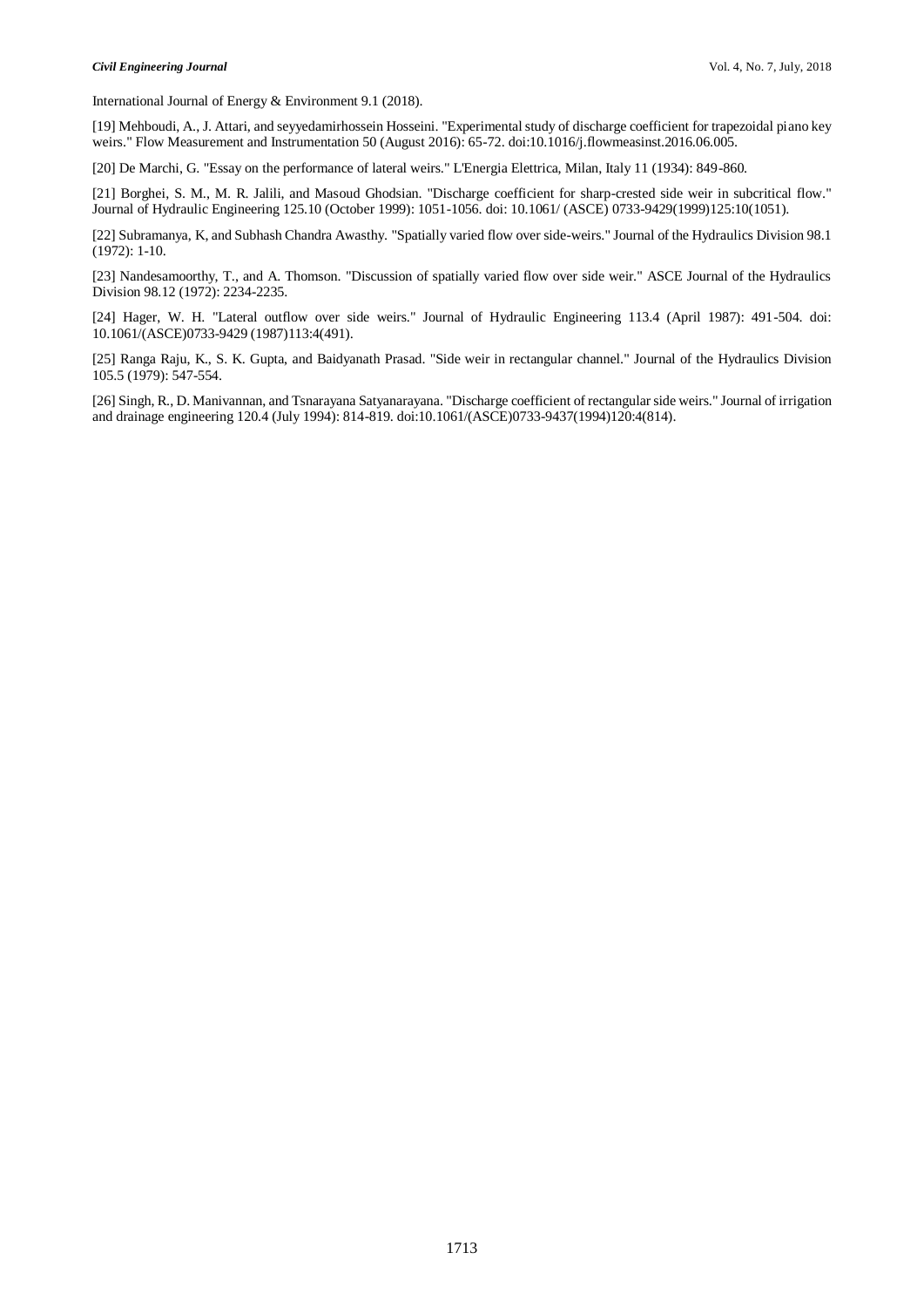International Journal of Energy & Environment 9.1 (2018).

[19] Mehboudi, A., J. Attari, and seyyedamirhossein Hosseini. "Experimental study of discharge coefficient for trapezoidal piano key weirs." Flow Measurement and Instrumentation 50 (August 2016): 65-72. doi:10.1016/j.flowmeasinst.2016.06.005.

[20] De Marchi, G. "Essay on the performance of lateral weirs." L'Energia Elettrica, Milan, Italy 11 (1934): 849-860.

[21] Borghei, S. M., M. R. Jalili, and Masoud Ghodsian. "Discharge coefficient for sharp-crested side weir in subcritical flow." Journal of Hydraulic Engineering 125.10 (October 1999): 1051-1056. doi: 10.1061/ (ASCE) 0733-9429(1999)125:10(1051).

[22] Subramanya, K, and Subhash Chandra Awasthy. "Spatially varied flow over side-weirs." Journal of the Hydraulics Division 98.1 (1972): 1-10.

[23] Nandesamoorthy, T., and A. Thomson. "Discussion of spatially varied flow over side weir." ASCE Journal of the Hydraulics Division 98.12 (1972): 2234-2235.

[24] Hager, W. H. "Lateral outflow over side weirs." Journal of Hydraulic Engineering 113.4 (April 1987): 491-504. doi: 10.1061/(ASCE)0733-9429 (1987)113:4(491).

[25] Ranga Raju, K., S. K. Gupta, and Baidyanath Prasad. "Side weir in rectangular channel." Journal of the Hydraulics Division 105.5 (1979): 547-554.

[26] Singh, R., D. Manivannan, and Tsnarayana Satyanarayana. "Discharge coefficient of rectangular side weirs." Journal of irrigation and drainage engineering 120.4 (July 1994): 814-819. doi:10.1061/(ASCE)0733-9437(1994)120:4(814).